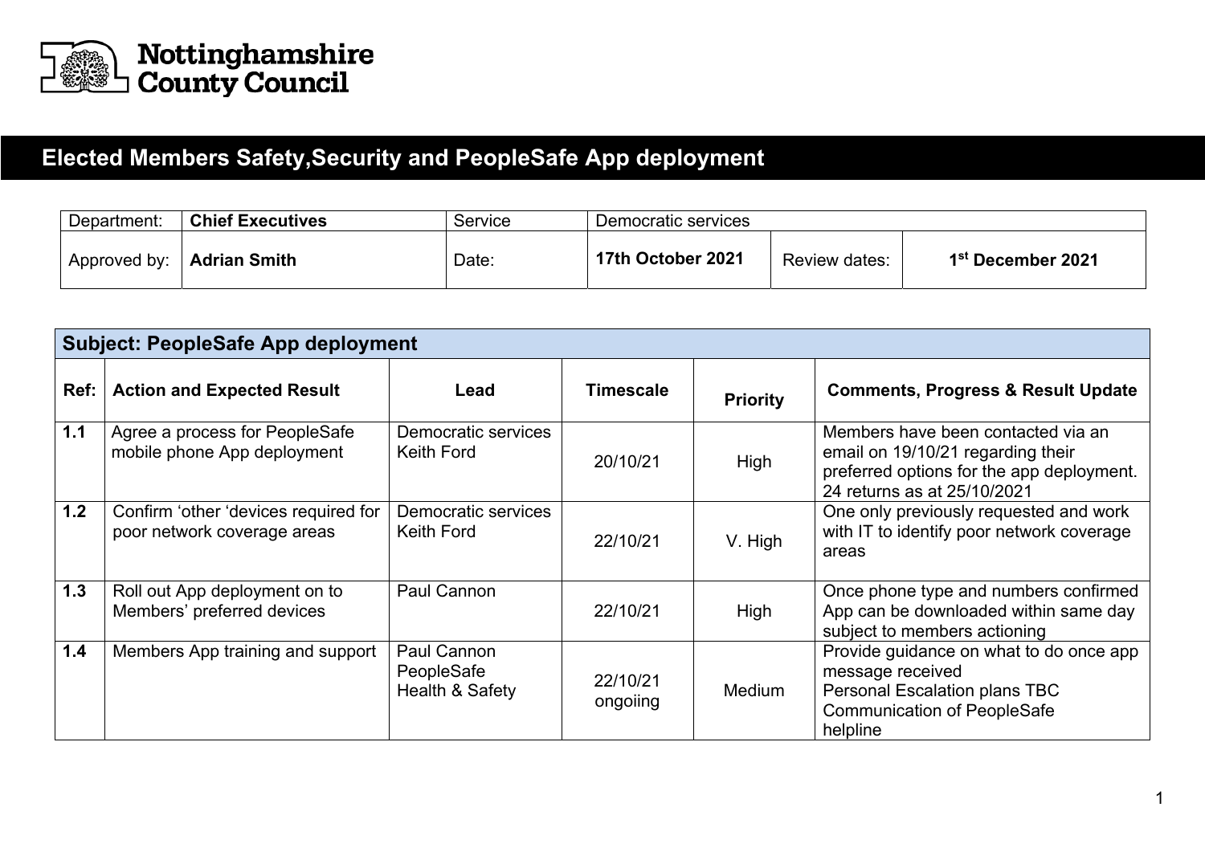Nottinghamshire County Council

# Elected Members Safety,Security and PeopleSafe App deployment

| Department: | **Chief Executives** | Service | Democratic services | | |
|---|---|---|---|---|---|
| Approved by: | **Adrian Smith** | Date: | **17th October 2021** | Review dates: | **1st December 2021** |

| **Subject: PeopleSafe App deployment** | | | | | |
|---|---|---|---|---|---|
| **Ref:** | **Action and Expected Result** | **Lead** | **Timescale** | **Priority** | **Comments, Progress & Result Update** |
| **1.1** | Agree a process for PeopleSafe mobile phone App deployment | Democratic services Keith Ford | 20/10/21 | High | Members have been contacted via an email on 19/10/21 regarding their preferred options for the app deployment. 24 returns as at 25/10/2021 |
| **1.2** | Confirm 'other 'devices required for poor network coverage areas | Democratic services Keith Ford | 22/10/21 | V. High | One only previously requested and work with IT to identify poor network coverage areas |
| **1.3** | Roll out App deployment on to Members' preferred devices | Paul Cannon | 22/10/21 | High | Once phone type and numbers confirmed App can be downloaded within same day subject to members actioning |
| **1.4** | Members App training and support | Paul Cannon PeopleSafe Health & Safety | 22/10/21 ongoiing | Medium | Provide guidance on what to do once app message received<br>Personal Escalation plans TBC<br>Communication of PeopleSafe helpline |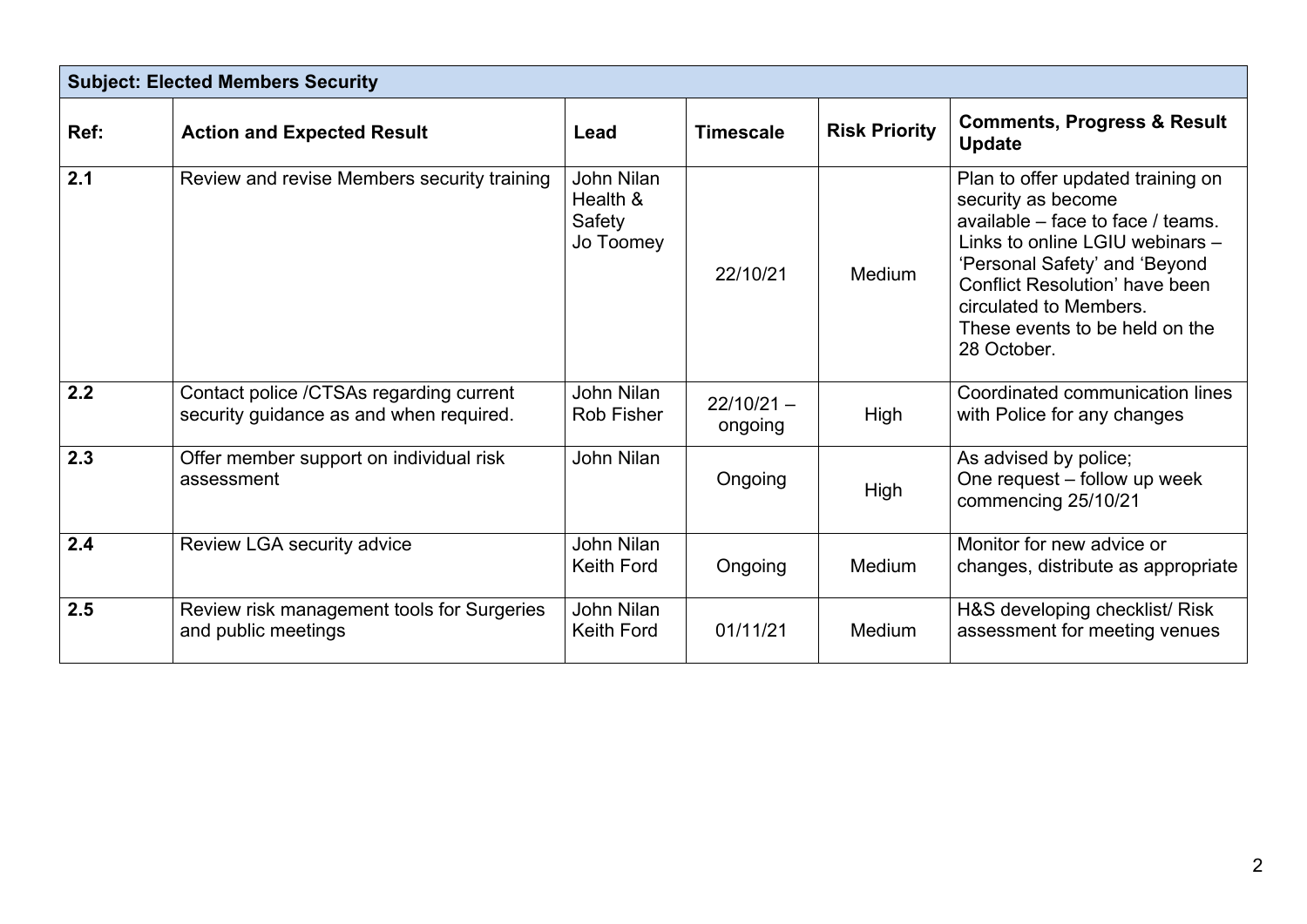| Subject: Elected Members Security | | | | | |
|---|---|---|---|---|---|
| **Ref:** | **Action and Expected Result** | **Lead** | **Timescale** | **Risk Priority** | **Comments, Progress & Result Update** |
| **2.1** | Review and revise Members security training | John Nilan Health & Safety Jo Toomey | 22/10/21 | Medium | Plan to offer updated training on security as become available – face to face / teams. Links to online LGIU webinars – 'Personal Safety' and 'Beyond Conflict Resolution' have been circulated to Members. These events to be held on the 28 October. |
| **2.2** | Contact police /CTSAs regarding current security guidance as and when required. | John Nilan Rob Fisher | 22/10/21 – ongoing | High | Coordinated communication lines with Police for any changes |
| **2.3** | Offer member support on individual risk assessment | John Nilan | Ongoing | High | As advised by police; One request – follow up week commencing 25/10/21 |
| **2.4** | Review LGA security advice | John Nilan Keith Ford | Ongoing | Medium | Monitor for new advice or changes, distribute as appropriate |
| **2.5** | Review risk management tools for Surgeries and public meetings | John Nilan Keith Ford | 01/11/21 | Medium | H&S developing checklist/ Risk assessment for meeting venues |